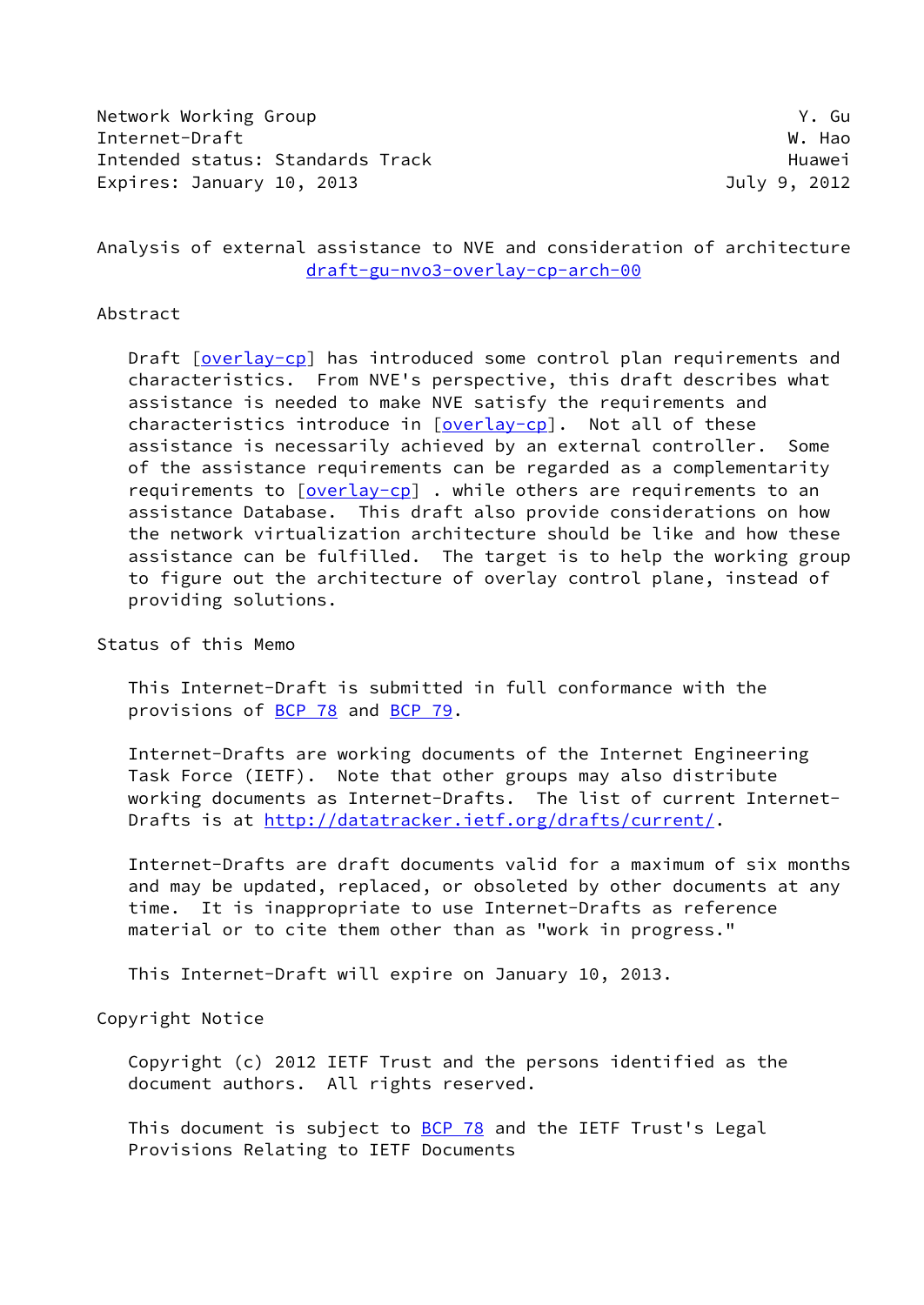Network Working Group Y. Gu
Internet-Draft W. Hao
Intended status: Standards Track Huawei
Expires: January 10, 2013 July 9, 2012

# Analysis of external assistance to NVE and consideration of architecture
draft-gu-nvo3-overlay-cp-arch-00

## Abstract

Draft [overlay-cp] has introduced some control plan requirements and characteristics. From NVE's perspective, this draft describes what assistance is needed to make NVE satisfy the requirements and characteristics introduce in [overlay-cp]. Not all of these assistance is necessarily achieved by an external controller. Some of the assistance requirements can be regarded as a complementarity requirements to [overlay-cp] . while others are requirements to an assistance Database. This draft also provide considerations on how the network virtualization architecture should be like and how these assistance can be fulfilled. The target is to help the working group to figure out the architecture of overlay control plane, instead of providing solutions.

## Status of this Memo

This Internet-Draft is submitted in full conformance with the provisions of BCP 78 and BCP 79.

Internet-Drafts are working documents of the Internet Engineering Task Force (IETF). Note that other groups may also distribute working documents as Internet-Drafts. The list of current Internet-Drafts is at http://datatracker.ietf.org/drafts/current/.

Internet-Drafts are draft documents valid for a maximum of six months and may be updated, replaced, or obsoleted by other documents at any time. It is inappropriate to use Internet-Drafts as reference material or to cite them other than as "work in progress."

This Internet-Draft will expire on January 10, 2013.

## Copyright Notice

Copyright (c) 2012 IETF Trust and the persons identified as the document authors. All rights reserved.

This document is subject to BCP 78 and the IETF Trust's Legal Provisions Relating to IETF Documents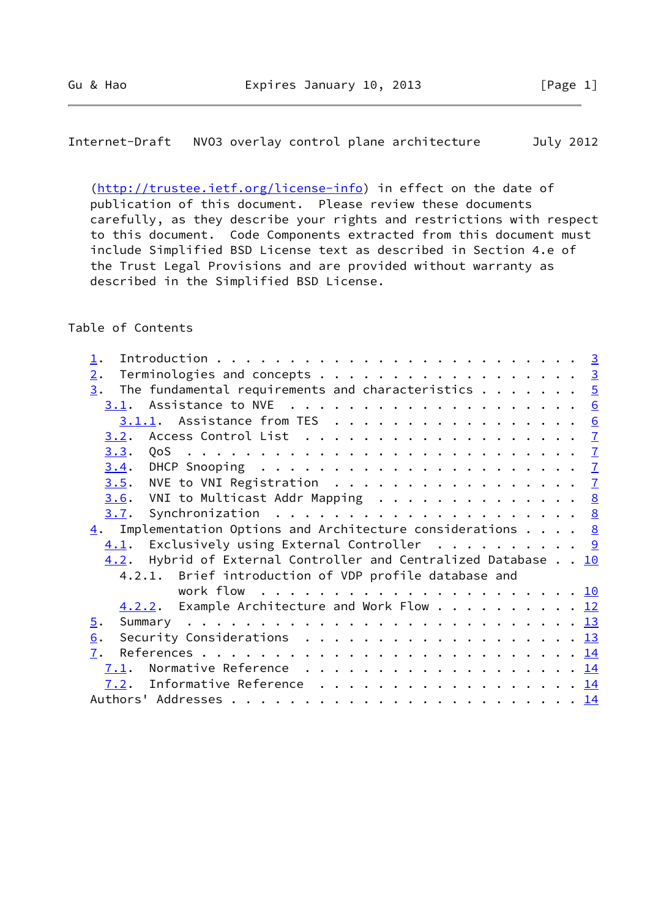(http://trustee.ietf.org/license-info) in effect on the date of publication of this document. Please review these documents carefully, as they describe your rights and restrictions with respect to this document. Code Components extracted from this document must include Simplified BSD License text as described in Section 4.e of the Trust Legal Provisions and are provided without warranty as described in the Simplified BSD License.

Table of Contents

```
   1.  Introduction . . . . . . . . . . . . . . . . . . . . . . . . .  3
   2.  Terminologies and concepts . . . . . . . . . . . . . . . . . .  3
   3.  The fundamental requirements and characteristics . . . . . . .  5
     3.1.  Assistance to NVE  . . . . . . . . . . . . . . . . . . . .  6
       3.1.1.  Assistance from TES  . . . . . . . . . . . . . . . . .  6
     3.2.  Access Control List  . . . . . . . . . . . . . . . . . . .  7
     3.3.  QoS  . . . . . . . . . . . . . . . . . . . . . . . . . . .  7
     3.4.  DHCP Snooping  . . . . . . . . . . . . . . . . . . . . . .  7
     3.5.  NVE to VNI Registration  . . . . . . . . . . . . . . . . .  7
     3.6.  VNI to Multicast Addr Mapping  . . . . . . . . . . . . . .  8
     3.7.  Synchronization  . . . . . . . . . . . . . . . . . . . . .  8
   4.  Implementation Options and Architecture considerations . . . .  8
     4.1.  Exclusively using External Controller  . . . . . . . . . .  9
     4.2.  Hybrid of External Controller and Centralized Database . . 10
       4.2.1.  Brief introduction of VDP profile database and
               work flow  . . . . . . . . . . . . . . . . . . . . . . 10
       4.2.2.  Example Architecture and Work Flow . . . . . . . . . . 12
   5.  Summary  . . . . . . . . . . . . . . . . . . . . . . . . . . . 13
   6.  Security Considerations  . . . . . . . . . . . . . . . . . . . 13
   7.  References . . . . . . . . . . . . . . . . . . . . . . . . . . 14
     7.1.  Normative Reference  . . . . . . . . . . . . . . . . . . . 14
     7.2.  Informative Reference  . . . . . . . . . . . . . . . . . . 14
   Authors' Addresses . . . . . . . . . . . . . . . . . . . . . . . . 14
```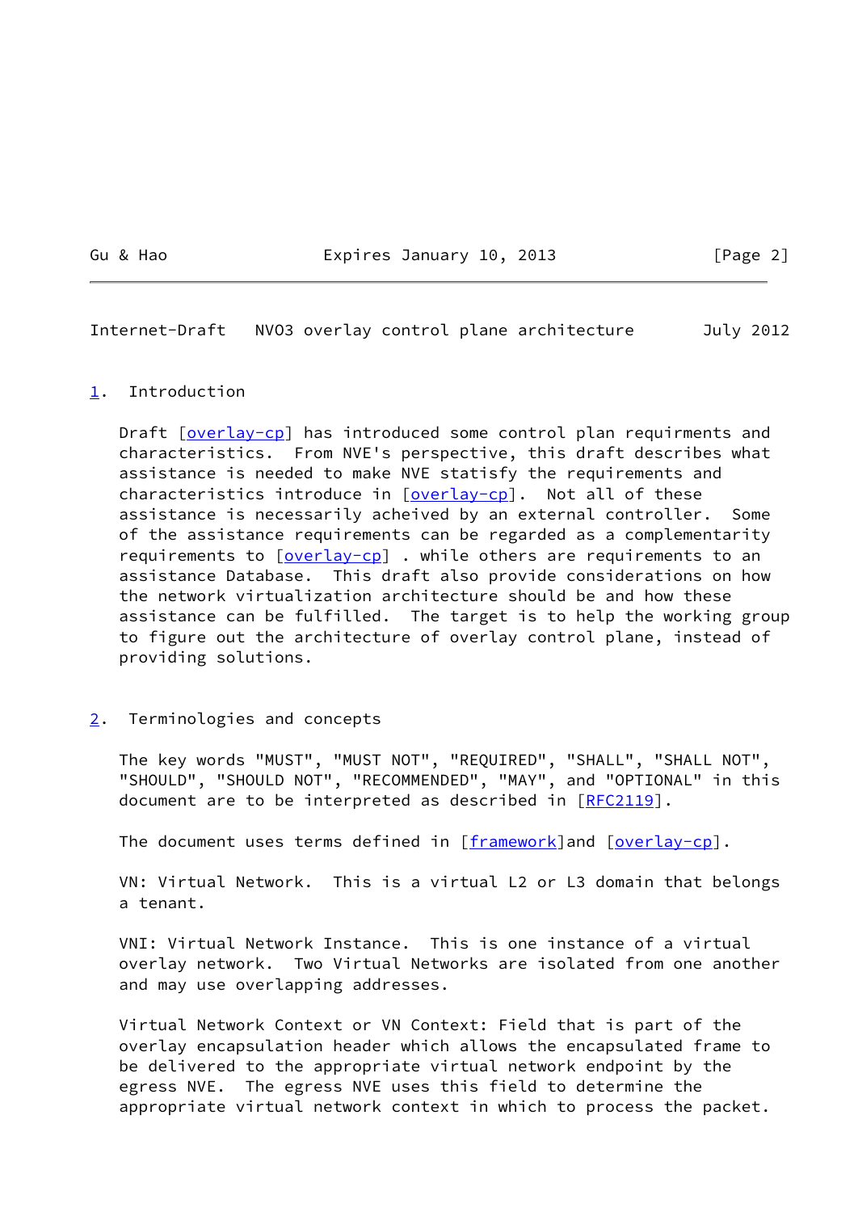## 1. Introduction

Draft [overlay-cp] has introduced some control plan requirments and characteristics. From NVE's perspective, this draft describes what assistance is needed to make NVE statisfy the requirements and characteristics introduce in [overlay-cp]. Not all of these assistance is necessarily acheived by an external controller. Some of the assistance requirements can be regarded as a complementarity requirements to [overlay-cp] . while others are requirements to an assistance Database. This draft also provide considerations on how the network virtualization architecture should be and how these assistance can be fulfilled. The target is to help the working group to figure out the architecture of overlay control plane, instead of providing solutions.

## 2. Terminologies and concepts

The key words "MUST", "MUST NOT", "REQUIRED", "SHALL", "SHALL NOT", "SHOULD", "SHOULD NOT", "RECOMMENDED", "MAY", and "OPTIONAL" in this document are to be interpreted as described in [RFC2119].

The document uses terms defined in [framework]and [overlay-cp].

VN: Virtual Network. This is a virtual L2 or L3 domain that belongs a tenant.

VNI: Virtual Network Instance. This is one instance of a virtual overlay network. Two Virtual Networks are isolated from one another and may use overlapping addresses.

Virtual Network Context or VN Context: Field that is part of the overlay encapsulation header which allows the encapsulated frame to be delivered to the appropriate virtual network endpoint by the egress NVE. The egress NVE uses this field to determine the appropriate virtual network context in which to process the packet.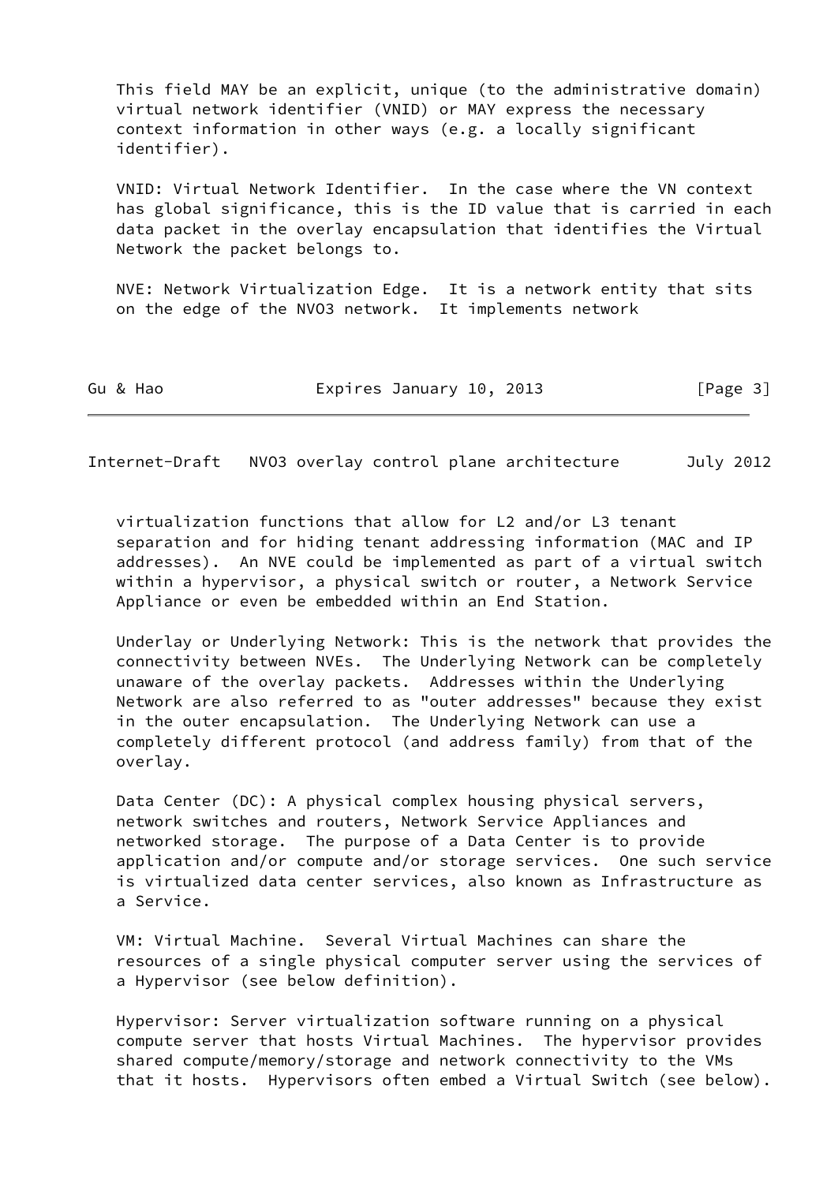This field MAY be an explicit, unique (to the administrative domain) virtual network identifier (VNID) or MAY express the necessary context information in other ways (e.g. a locally significant identifier).

VNID: Virtual Network Identifier. In the case where the VN context has global significance, this is the ID value that is carried in each data packet in the overlay encapsulation that identifies the Virtual Network the packet belongs to.

NVE: Network Virtualization Edge. It is a network entity that sits on the edge of the NVO3 network. It implements network virtualization functions that allow for L2 and/or L3 tenant separation and for hiding tenant addressing information (MAC and IP addresses). An NVE could be implemented as part of a virtual switch within a hypervisor, a physical switch or router, a Network Service Appliance or even be embedded within an End Station.

Underlay or Underlying Network: This is the network that provides the connectivity between NVEs. The Underlying Network can be completely unaware of the overlay packets. Addresses within the Underlying Network are also referred to as "outer addresses" because they exist in the outer encapsulation. The Underlying Network can use a completely different protocol (and address family) from that of the overlay.

Data Center (DC): A physical complex housing physical servers, network switches and routers, Network Service Appliances and networked storage. The purpose of a Data Center is to provide application and/or compute and/or storage services. One such service is virtualized data center services, also known as Infrastructure as a Service.

VM: Virtual Machine. Several Virtual Machines can share the resources of a single physical computer server using the services of a Hypervisor (see below definition).

Hypervisor: Server virtualization software running on a physical compute server that hosts Virtual Machines. The hypervisor provides shared compute/memory/storage and network connectivity to the VMs that it hosts. Hypervisors often embed a Virtual Switch (see below).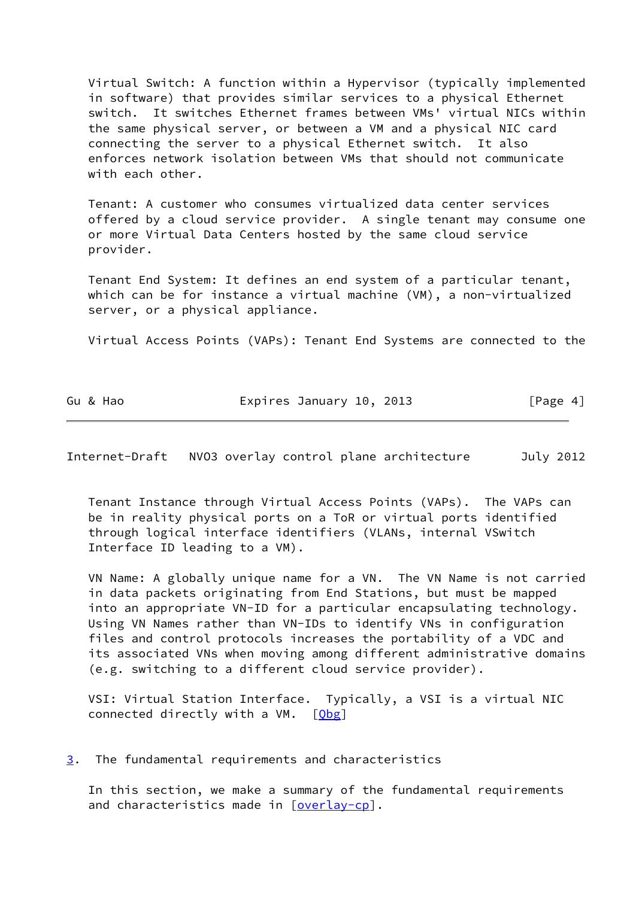Virtual Switch: A function within a Hypervisor (typically implemented in software) that provides similar services to a physical Ethernet switch. It switches Ethernet frames between VMs' virtual NICs within the same physical server, or between a VM and a physical NIC card connecting the server to a physical Ethernet switch. It also enforces network isolation between VMs that should not communicate with each other.

Tenant: A customer who consumes virtualized data center services offered by a cloud service provider. A single tenant may consume one or more Virtual Data Centers hosted by the same cloud service provider.

Tenant End System: It defines an end system of a particular tenant, which can be for instance a virtual machine (VM), a non-virtualized server, or a physical appliance.

Virtual Access Points (VAPs): Tenant End Systems are connected to the Tenant Instance through Virtual Access Points (VAPs). The VAPs can be in reality physical ports on a ToR or virtual ports identified through logical interface identifiers (VLANs, internal VSwitch Interface ID leading to a VM).

VN Name: A globally unique name for a VN. The VN Name is not carried in data packets originating from End Stations, but must be mapped into an appropriate VN-ID for a particular encapsulating technology. Using VN Names rather than VN-IDs to identify VNs in configuration files and control protocols increases the portability of a VDC and its associated VNs when moving among different administrative domains (e.g. switching to a different cloud service provider).

VSI: Virtual Station Interface. Typically, a VSI is a virtual NIC connected directly with a VM. [Qbg]

## 3. The fundamental requirements and characteristics

In this section, we make a summary of the fundamental requirements and characteristics made in [overlay-cp].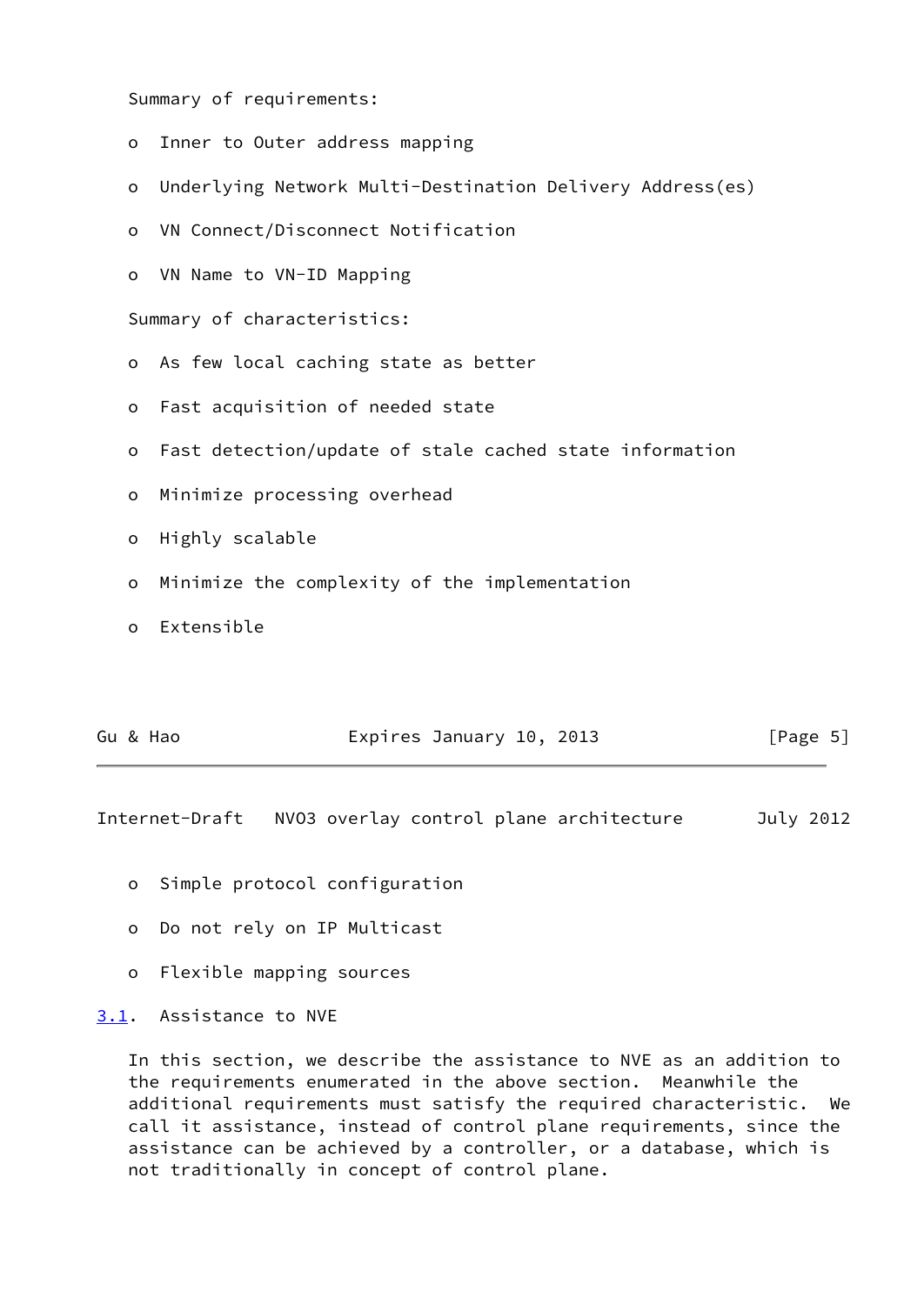Summary of requirements:

- Inner to Outer address mapping
- Underlying Network Multi-Destination Delivery Address(es)
- VN Connect/Disconnect Notification
- VN Name to VN-ID Mapping

Summary of characteristics:

- As few local caching state as better
- Fast acquisition of needed state
- Fast detection/update of stale cached state information
- Minimize processing overhead
- Highly scalable
- Minimize the complexity of the implementation
- Extensible
- Simple protocol configuration
- Do not rely on IP Multicast
- Flexible mapping sources

## 3.1. Assistance to NVE

In this section, we describe the assistance to NVE as an addition to the requirements enumerated in the above section. Meanwhile the additional requirements must satisfy the required characteristic. We call it assistance, instead of control plane requirements, since the assistance can be achieved by a controller, or a database, which is not traditionally in concept of control plane.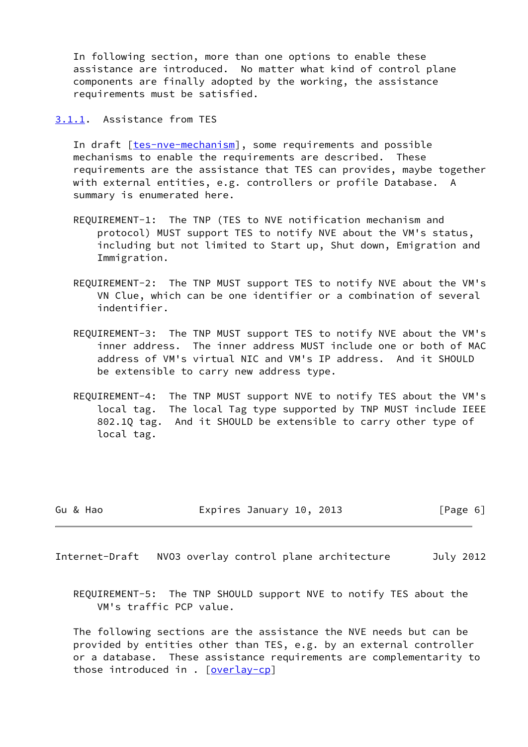In following section, more than one options to enable these assistance are introduced. No matter what kind of control plane components are finally adopted by the working, the assistance requirements must be satisfied.

### 3.1.1. Assistance from TES

In draft [tes-nve-mechanism], some requirements and possible mechanisms to enable the requirements are described. These requirements are the assistance that TES can provides, maybe together with external entities, e.g. controllers or profile Database. A summary is enumerated here.

REQUIREMENT-1: The TNP (TES to NVE notification mechanism and protocol) MUST support TES to notify NVE about the VM's status, including but not limited to Start up, Shut down, Emigration and Immigration.

REQUIREMENT-2: The TNP MUST support TES to notify NVE about the VM's VN Clue, which can be one identifier or a combination of several indentifier.

REQUIREMENT-3: The TNP MUST support TES to notify NVE about the VM's inner address. The inner address MUST include one or both of MAC address of VM's virtual NIC and VM's IP address. And it SHOULD be extensible to carry new address type.

REQUIREMENT-4: The TNP MUST support NVE to notify TES about the VM's local tag. The local Tag type supported by TNP MUST include IEEE 802.1Q tag. And it SHOULD be extensible to carry other type of local tag.

REQUIREMENT-5: The TNP SHOULD support NVE to notify TES about the VM's traffic PCP value.

The following sections are the assistance the NVE needs but can be provided by entities other than TES, e.g. by an external controller or a database. These assistance requirements are complementarity to those introduced in . [overlay-cp]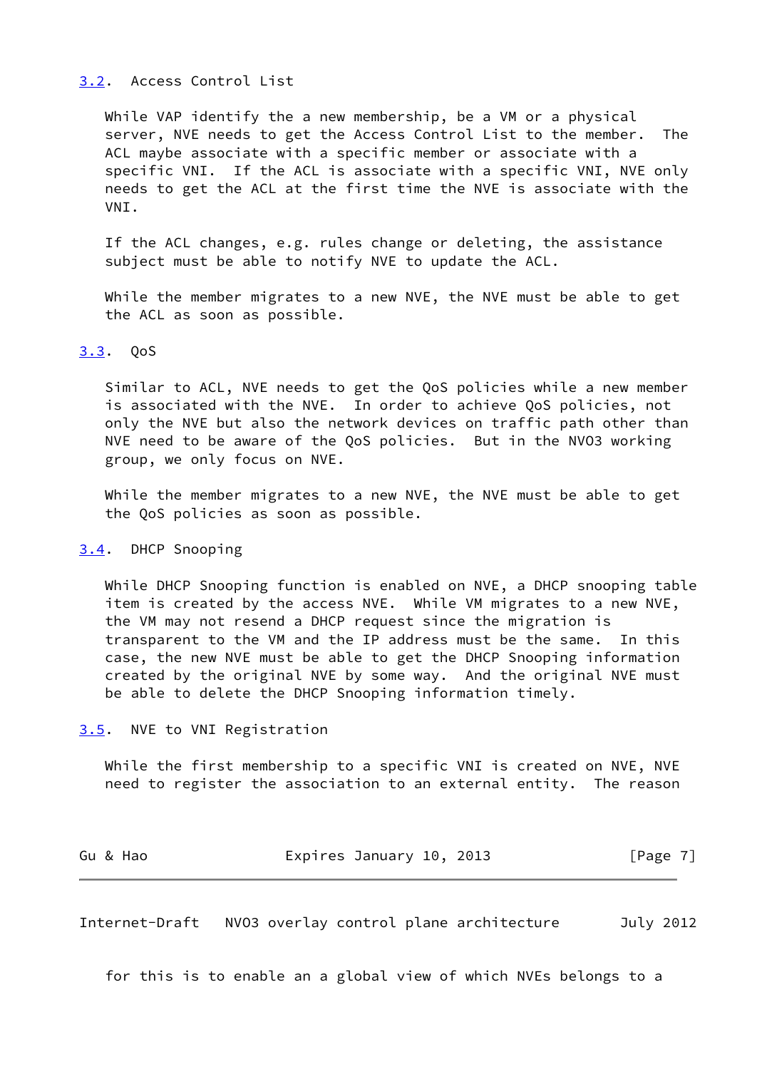### 3.2. Access Control List

While VAP identify the a new membership, be a VM or a physical server, NVE needs to get the Access Control List to the member. The ACL maybe associate with a specific member or associate with a specific VNI. If the ACL is associate with a specific VNI, NVE only needs to get the ACL at the first time the NVE is associate with the VNI.

If the ACL changes, e.g. rules change or deleting, the assistance subject must be able to notify NVE to update the ACL.

While the member migrates to a new NVE, the NVE must be able to get the ACL as soon as possible.

### 3.3. QoS

Similar to ACL, NVE needs to get the QoS policies while a new member is associated with the NVE. In order to achieve QoS policies, not only the NVE but also the network devices on traffic path other than NVE need to be aware of the QoS policies. But in the NVO3 working group, we only focus on NVE.

While the member migrates to a new NVE, the NVE must be able to get the QoS policies as soon as possible.

### 3.4. DHCP Snooping

While DHCP Snooping function is enabled on NVE, a DHCP snooping table item is created by the access NVE. While VM migrates to a new NVE, the VM may not resend a DHCP request since the migration is transparent to the VM and the IP address must be the same. In this case, the new NVE must be able to get the DHCP Snooping information created by the original NVE by some way. And the original NVE must be able to delete the DHCP Snooping information timely.

### 3.5. NVE to VNI Registration

While the first membership to a specific VNI is created on NVE, NVE need to register the association to an external entity. The reason for this is to enable an a global view of which NVEs belongs to a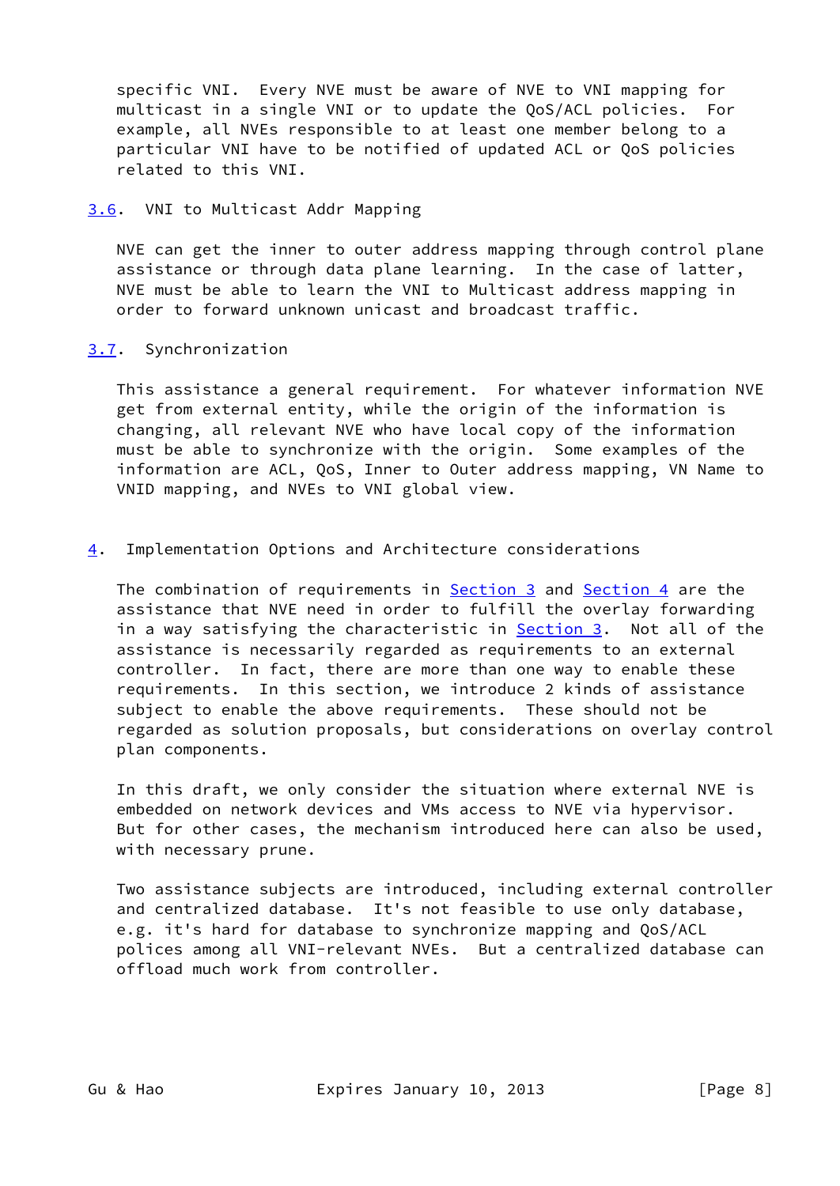specific VNI. Every NVE must be aware of NVE to VNI mapping for multicast in a single VNI or to update the QoS/ACL policies. For example, all NVEs responsible to at least one member belong to a particular VNI have to be notified of updated ACL or QoS policies related to this VNI.

### 3.6. VNI to Multicast Addr Mapping

NVE can get the inner to outer address mapping through control plane assistance or through data plane learning. In the case of latter, NVE must be able to learn the VNI to Multicast address mapping in order to forward unknown unicast and broadcast traffic.

### 3.7. Synchronization

This assistance a general requirement. For whatever information NVE get from external entity, while the origin of the information is changing, all relevant NVE who have local copy of the information must be able to synchronize with the origin. Some examples of the information are ACL, QoS, Inner to Outer address mapping, VN Name to VNID mapping, and NVEs to VNI global view.

## 4. Implementation Options and Architecture considerations

The combination of requirements in Section 3 and Section 4 are the assistance that NVE need in order to fulfill the overlay forwarding in a way satisfying the characteristic in Section 3. Not all of the assistance is necessarily regarded as requirements to an external controller. In fact, there are more than one way to enable these requirements. In this section, we introduce 2 kinds of assistance subject to enable the above requirements. These should not be regarded as solution proposals, but considerations on overlay control plan components.

In this draft, we only consider the situation where external NVE is embedded on network devices and VMs access to NVE via hypervisor. But for other cases, the mechanism introduced here can also be used, with necessary prune.

Two assistance subjects are introduced, including external controller and centralized database. It's not feasible to use only database, e.g. it's hard for database to synchronize mapping and QoS/ACL polices among all VNI-relevant NVEs. But a centralized database can offload much work from controller.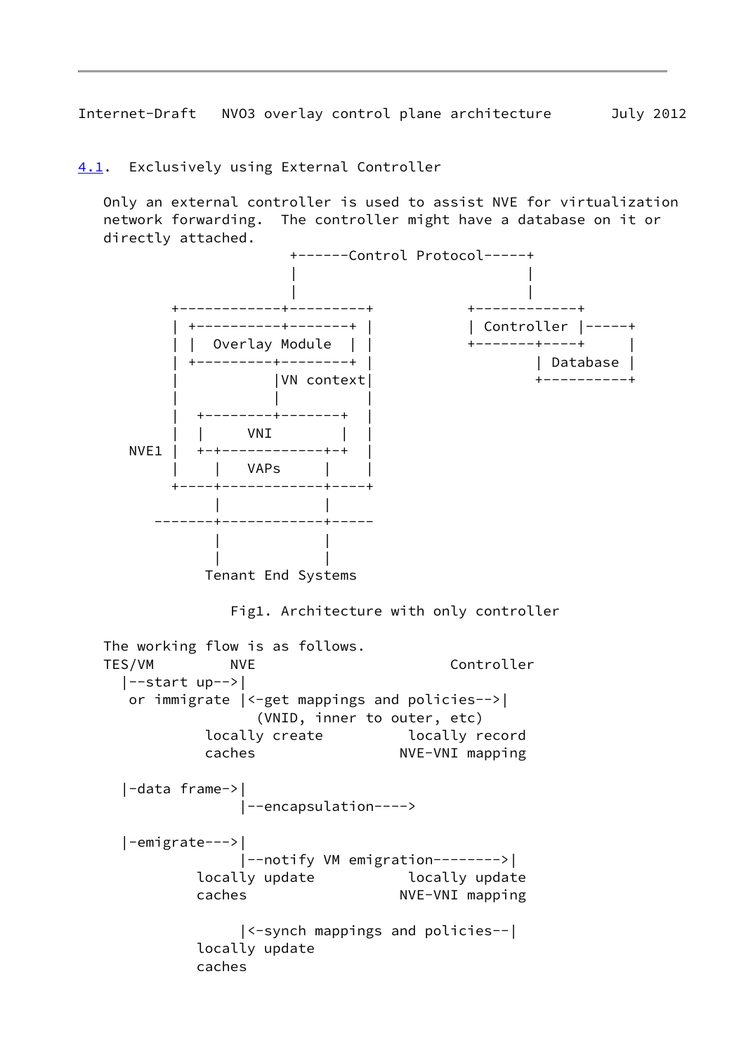## 4.1. Exclusively using External Controller

Only an external controller is used to assist NVE for virtualization network forwarding. The controller might have a database on it or directly attached.

```
                    +------Control Protocol-----+
                    |                           |
                    |                           |
       +------------+---------+           +------------+
       | +----------+-------+ |           | Controller |-----+
       | |  Overlay Module  | |           +-------+----+     |
       | +---------+--------+ |                   | Database |
       |           |VN context|                   +----------+
       |           |          |
       |  +--------+-------+  |
       |  |     VNI        |  |
  NVE1 |  +-+------------+-+  |
       |    |   VAPs     |    |
       +----+------------+----+
            |            |
     -------+------------+-----
            |            |
            |            |
          Tenant End Systems
```

Fig1. Architecture with only controller

The working flow is as follows.

```
TES/VM         NVE                       Controller
  |--start up-->|
   or immigrate |<-get mappings and policies-->|
                   (VNID, inner to outer, etc)
             locally create          locally record
             caches                 NVE-VNI mapping

  |-data frame->|
                |--encapsulation---->

  |-emigrate--->|
                |--notify VM emigration-------->|
            locally update           locally update
            caches                  NVE-VNI mapping

                |<-synch mappings and policies--|
            locally update
            caches
```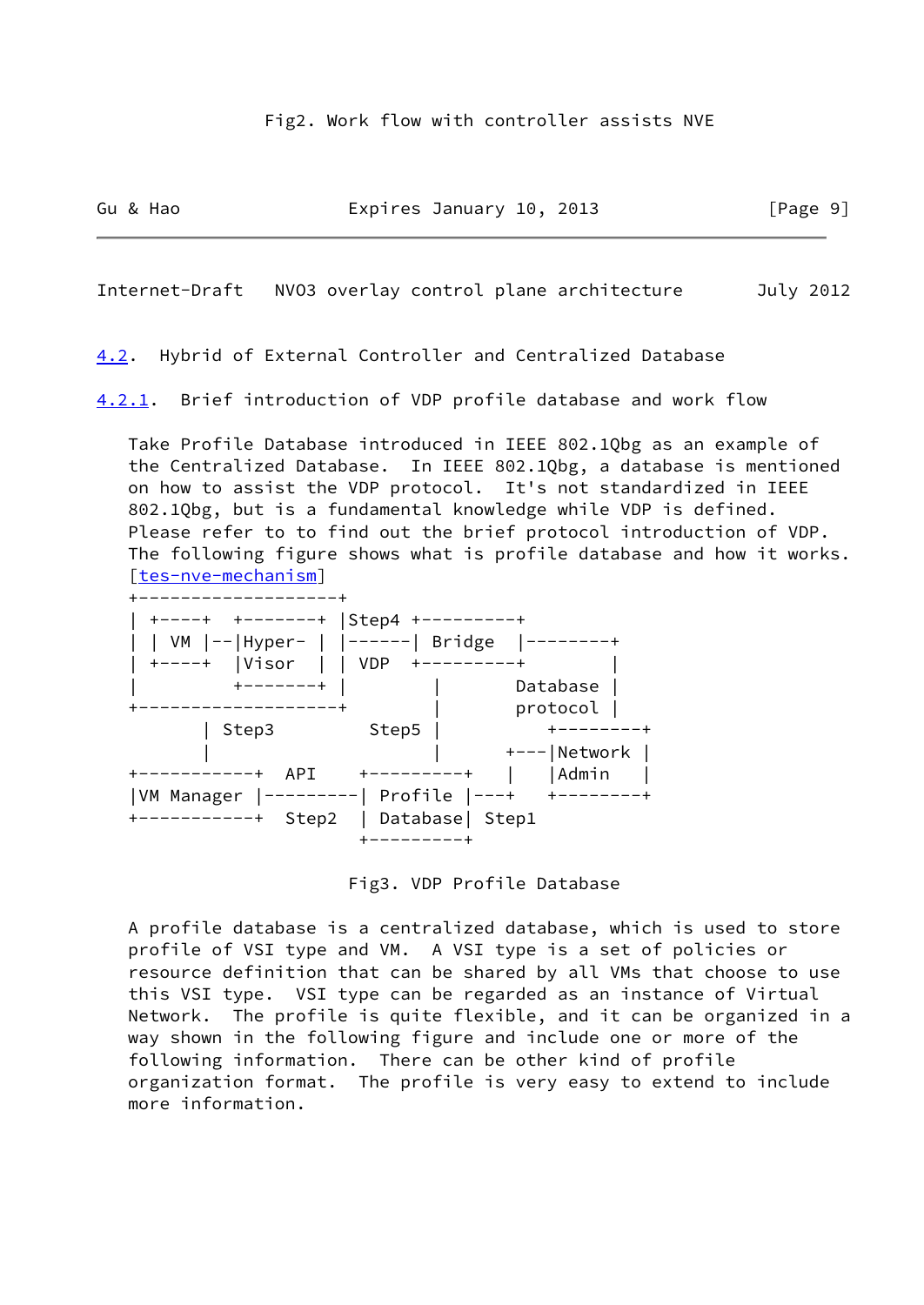Fig2. Work flow with controller assists NVE

## 4.2. Hybrid of External Controller and Centralized Database

### 4.2.1. Brief introduction of VDP profile database and work flow

Take Profile Database introduced in IEEE 802.1Qbg as an example of the Centralized Database. In IEEE 802.1Qbg, a database is mentioned on how to assist the VDP protocol. It's not standardized in IEEE 802.1Qbg, but is a fundamental knowledge while VDP is defined. Please refer to to find out the brief protocol introduction of VDP. The following figure shows what is profile database and how it works. [tes-nve-mechanism]

```
+-------------------+
| +----+  +-------+ |Step4 +---------+
| | VM |--|Hyper- | |------| Bridge  |--------+
| +----+  |Visor  | | VDP  +---------+        |
|         +-------+ |        |       Database |
+-------------------+        |       protocol |
       | Step3         Step5 |         +--------+
       |                     |     +---|Network |
+-----------+  API    +---------+   |   |Admin   |
|VM Manager |---------| Profile |---+   +--------+
+-----------+  Step2  | Database| Step1
                      +---------+
```

Fig3. VDP Profile Database

A profile database is a centralized database, which is used to store profile of VSI type and VM. A VSI type is a set of policies or resource definition that can be shared by all VMs that choose to use this VSI type. VSI type can be regarded as an instance of Virtual Network. The profile is quite flexible, and it can be organized in a way shown in the following figure and include one or more of the following information. There can be other kind of profile organization format. The profile is very easy to extend to include more information.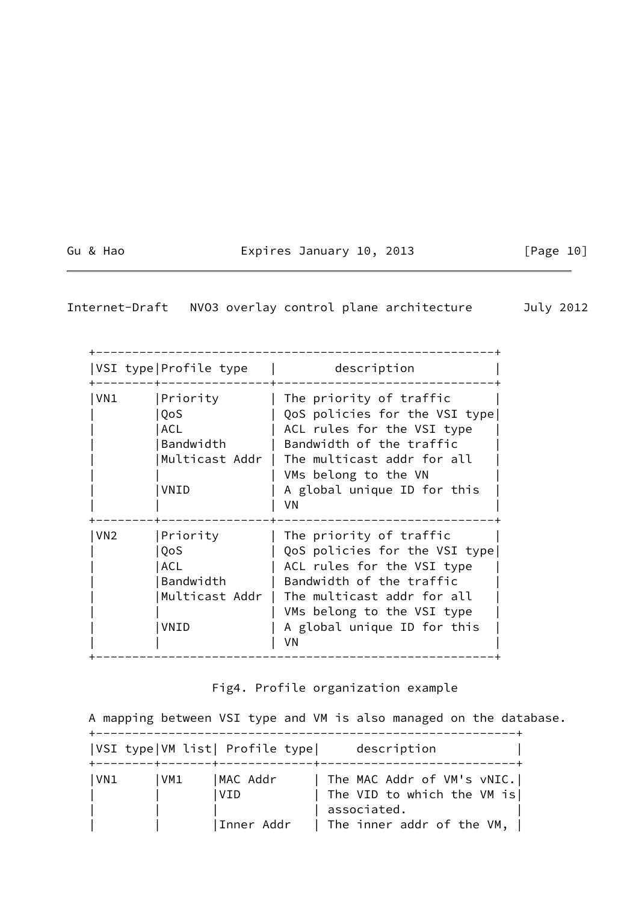| VSI type | Profile type | description |
|---|---|---|
| VN1 | Priority<br>QoS<br>ACL<br>Bandwidth<br>Multicast Addr<br><br>VNID | The priority of traffic<br>QoS policies for the VSI type<br>ACL rules for the VSI type<br>Bandwidth of the traffic<br>The multicast addr for all VMs belong to the VN<br>A global unique ID for this VN |
| VN2 | Priority<br>QoS<br>ACL<br>Bandwidth<br>Multicast Addr<br><br>VNID | The priority of traffic<br>QoS policies for the VSI type<br>ACL rules for the VSI type<br>Bandwidth of the traffic<br>The multicast addr for all VMs belong to the VSI type<br>A global unique ID for this VN |

Fig4. Profile organization example

A mapping between VSI type and VM is also managed on the database.

| VSI type | VM list | Profile type | description |
|---|---|---|---|
| VN1 | VM1 | MAC Addr<br>VID<br><br>Inner Addr | The MAC Addr of VM's vNIC.<br>The VID to which the VM is associated.<br>The inner addr of the VM, |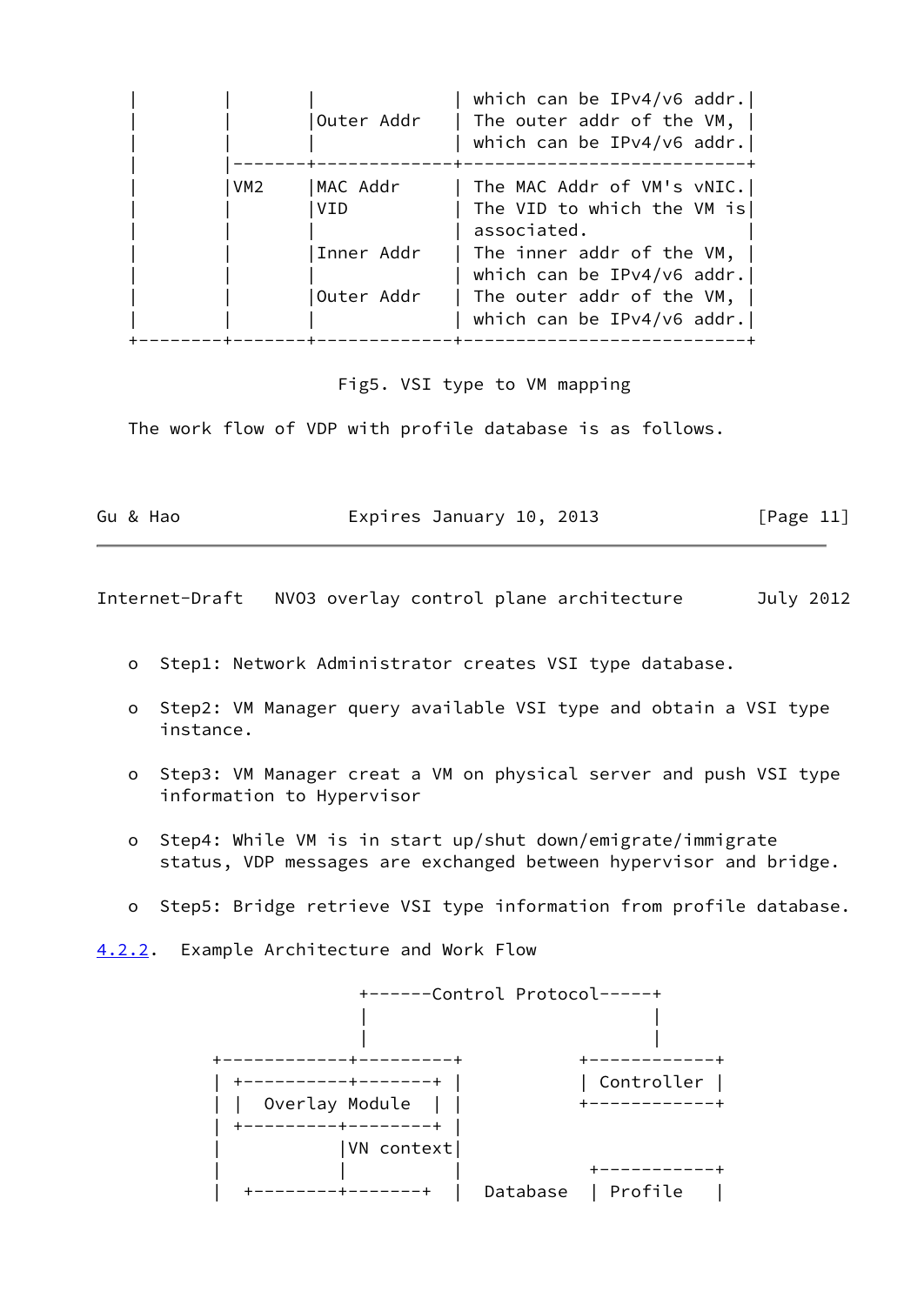```
|        |       |             | which can be IPv4/v6 addr.|
|        |       |Outer Addr   | The outer addr of the VM, |
|        |       |             | which can be IPv4/v6 addr.|
|        |-------+-------------+---------------------------+
|        |VM2    |MAC Addr     | The MAC Addr of VM's vNIC.|
|        |       |VID          | The VID to which the VM is|
|        |       |             | associated.               |
|        |       |Inner Addr   | The inner addr of the VM, |
|        |       |             | which can be IPv4/v6 addr.|
|        |       |Outer Addr   | The outer addr of the VM, |
|        |       |             | which can be IPv4/v6 addr.|
+--------+-------+-------------+---------------------------+
```

Fig5. VSI type to VM mapping

The work flow of VDP with profile database is as follows.

- o Step1: Network Administrator creates VSI type database.
- o Step2: VM Manager query available VSI type and obtain a VSI type instance.
- o Step3: VM Manager creat a VM on physical server and push VSI type information to Hypervisor
- o Step4: While VM is in start up/shut down/emigrate/immigrate status, VDP messages are exchanged between hypervisor and bridge.
- o Step5: Bridge retrieve VSI type information from profile database.

### 4.2.2. Example Architecture and Work Flow

```
                 +------Control Protocol-----+
                 |                           |
                 |                           |
  +------------+---------+        +------------+
  | +----------+-------+ |        | Controller |
  | |  Overlay Module  | |        +------------+
  | +---------+--------+ |
  |           |VN context|
  |           |          |         +-----------+
  |  +--------+-------+  |  Database  | Profile   |
```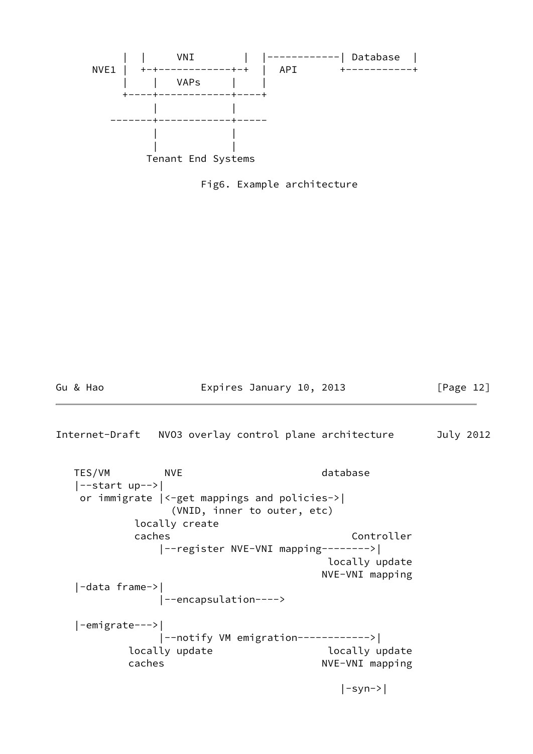```
      |  |     VNI        |  |------------| Database  |
 NVE1 |  +-+------------+-+  |  API       +-----------+
      |    |   VAPs     |    |
      +----+------------+----+
           |            |
   -------+------------+-----
          |            |
          |            |
        Tenant End Systems
```

Fig6. Example architecture

```
   TES/VM         NVE                       database
   |--start up-->|
    or immigrate |<-get mappings and policies->|
                  (VNID, inner to outer, etc)
            locally create
            caches                              Controller
                |--register NVE-VNI mapping-------->|
                                              locally update
                                             NVE-VNI mapping
   |-data frame->|
                |--encapsulation---->

   |-emigrate--->|
                |--notify VM emigration------------>|
           locally update                     locally update
           caches                            NVE-VNI mapping

                                                |-syn->|
```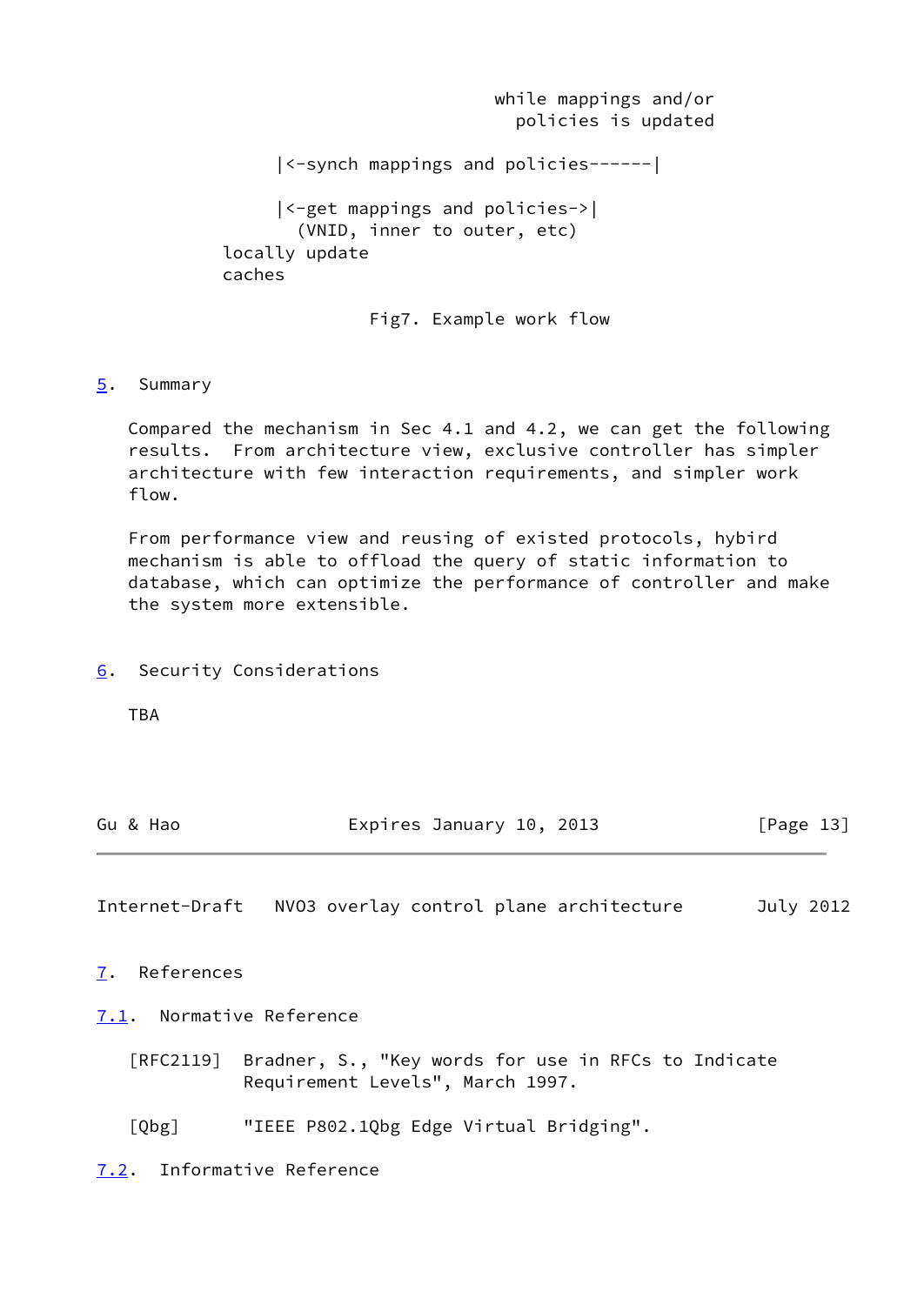```
                                               while mappings and/or
                                                 policies is updated

                     |<-synch mappings and policies------|

                     |<-get mappings and policies->|
                       (VNID, inner to outer, etc)
                locally update
                caches
```

Fig7. Example work flow

## 5. Summary

Compared the mechanism in Sec 4.1 and 4.2, we can get the following results. From architecture view, exclusive controller has simpler architecture with few interaction requirements, and simpler work flow.

From performance view and reusing of existed protocols, hybird mechanism is able to offload the query of static information to database, which can optimize the performance of controller and make the system more extensible.

## 6. Security Considerations

TBA

## 7. References

### 7.1. Normative Reference

[RFC2119] Bradner, S., "Key words for use in RFCs to Indicate Requirement Levels", March 1997.

[Qbg] "IEEE P802.1Qbg Edge Virtual Bridging".

### 7.2. Informative Reference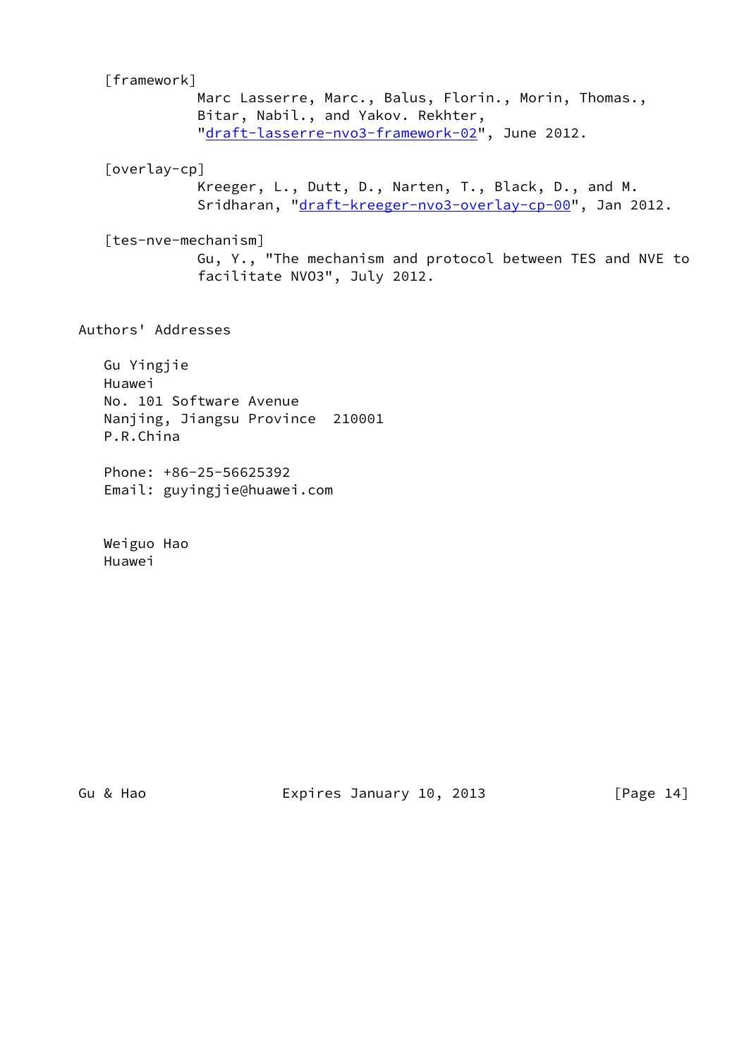[framework]
Marc Lasserre, Marc., Balus, Florin., Morin, Thomas., Bitar, Nabil., and Yakov. Rekhter, "draft-lasserre-nvo3-framework-02", June 2012.

[overlay-cp]
Kreeger, L., Dutt, D., Narten, T., Black, D., and M. Sridharan, "draft-kreeger-nvo3-overlay-cp-00", Jan 2012.

[tes-nve-mechanism]
Gu, Y., "The mechanism and protocol between TES and NVE to facilitate NVO3", July 2012.

## Authors' Addresses

Gu Yingjie
Huawei
No. 101 Software Avenue
Nanjing, Jiangsu Province  210001
P.R.China

Phone: +86-25-56625392
Email: guyingjie@huawei.com

Weiguo Hao
Huawei